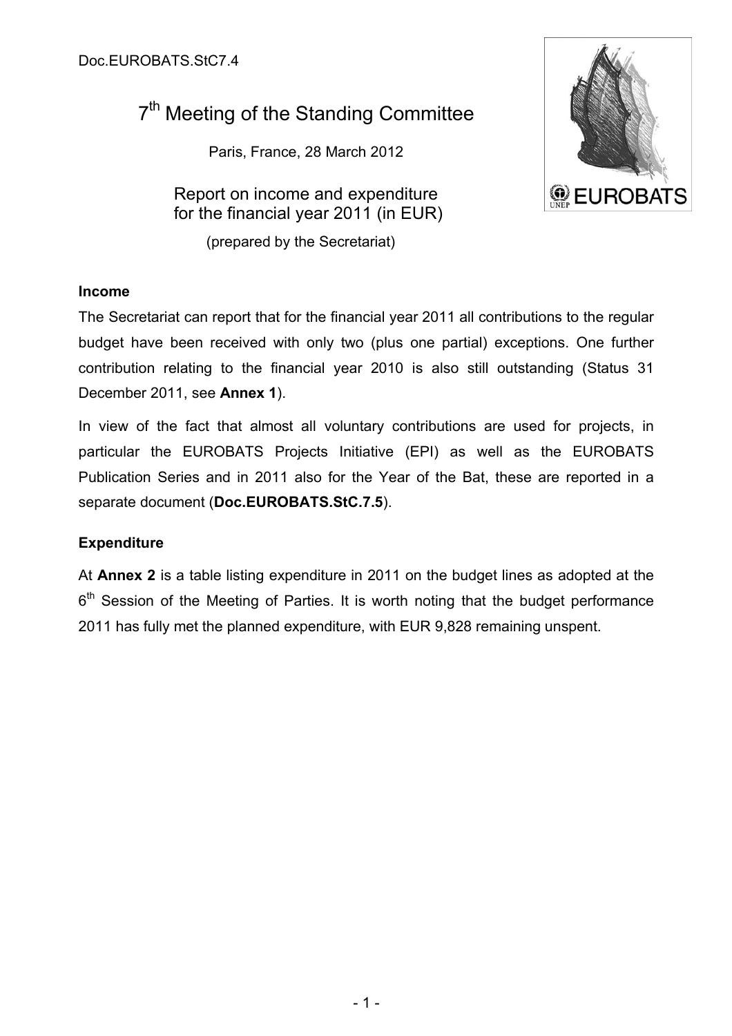Doc.EUROBATS.StC7.4

# 7th Meeting of the Standing Committee

Paris, France, 28 March 2012

## Report on income and expenditure for the financial year 2011 (in EUR)

(prepared by the Secretariat)

### Income

The Secretariat can report that for the financial year 2011 all contributions to the regular budget have been received with only two (plus one partial) exceptions. One further contribution relating to the financial year 2010 is also still outstanding (Status 31 December 2011, see **Annex 1**).

In view of the fact that almost all voluntary contributions are used for projects, in particular the EUROBATS Projects Initiative (EPI) as well as the EUROBATS Publication Series and in 2011 also for the Year of the Bat, these are reported in a separate document (**Doc.EUROBATS.StC.7.5**).

### Expenditure

At **Annex 2** is a table listing expenditure in 2011 on the budget lines as adopted at the 6th Session of the Meeting of Parties. It is worth noting that the budget performance 2011 has fully met the planned expenditure, with EUR 9,828 remaining unspent.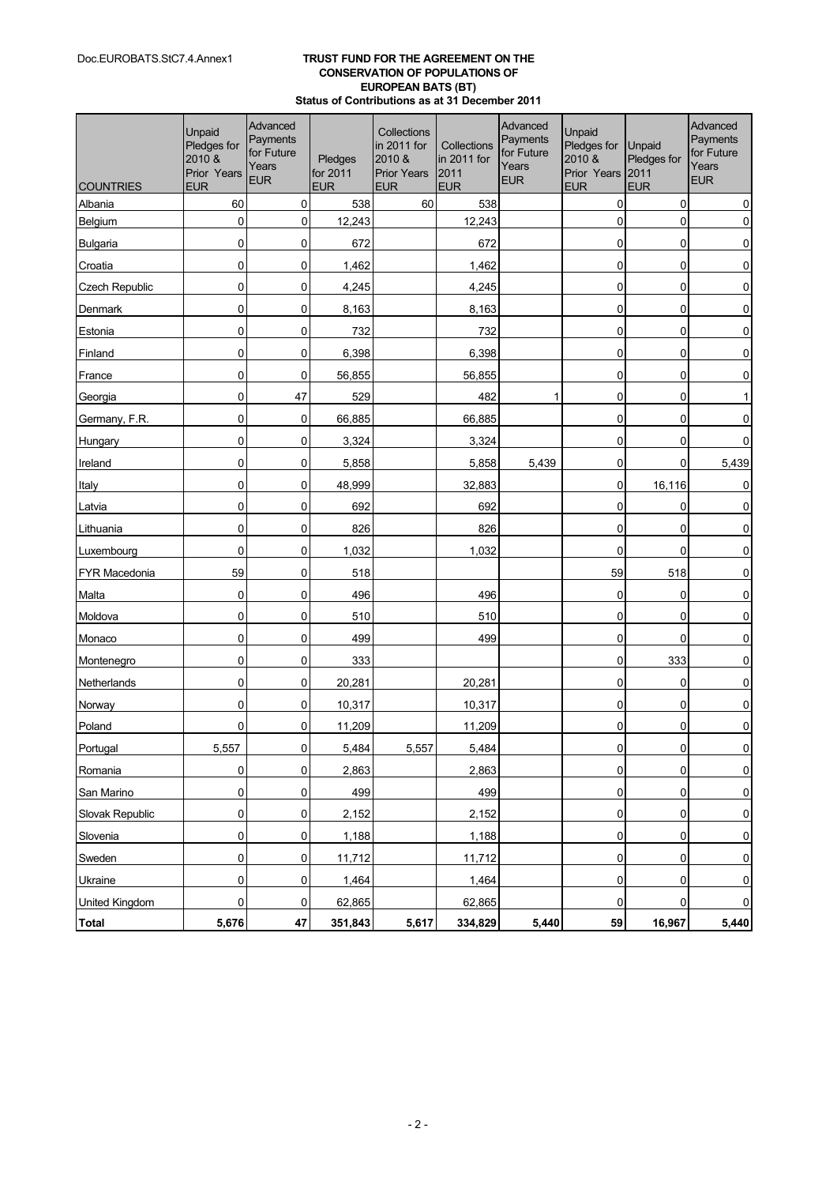Doc.EUROBATS.StC7.4.Annex1

**TRUST FUND FOR THE AGREEMENT ON THE CONSERVATION OF POPULATIONS OF EUROPEAN BATS (BT)**
**Status of Contributions as at 31 December 2011**

| COUNTRIES | Unpaid Pledges for 2010 & Prior Years EUR | Advanced Payments for Future Years EUR | Pledges for 2011 EUR | Collections in 2011 for 2010 & Prior Years EUR | Collections in 2011 for 2011 EUR | Advanced Payments for Future Years EUR | Unpaid Pledges for 2010 & Prior Years EUR | Unpaid Pledges for 2011 EUR | Advanced Payments for Future Years EUR |
|---|---|---|---|---|---|---|---|---|---|
| Albania | 60 | 0 | 538 | 60 | 538 | | 0 | 0 | 0 |
| Belgium | 0 | 0 | 12,243 | | 12,243 | | 0 | 0 | 0 |
| Bulgaria | 0 | 0 | 672 | | 672 | | 0 | 0 | 0 |
| Croatia | 0 | 0 | 1,462 | | 1,462 | | 0 | 0 | 0 |
| Czech Republic | 0 | 0 | 4,245 | | 4,245 | | 0 | 0 | 0 |
| Denmark | 0 | 0 | 8,163 | | 8,163 | | 0 | 0 | 0 |
| Estonia | 0 | 0 | 732 | | 732 | | 0 | 0 | 0 |
| Finland | 0 | 0 | 6,398 | | 6,398 | | 0 | 0 | 0 |
| France | 0 | 0 | 56,855 | | 56,855 | | 0 | 0 | 0 |
| Georgia | 0 | 47 | 529 | | 482 | 1 | 0 | 0 | 1 |
| Germany, F.R. | 0 | 0 | 66,885 | | 66,885 | | 0 | 0 | 0 |
| Hungary | 0 | 0 | 3,324 | | 3,324 | | 0 | 0 | 0 |
| Ireland | 0 | 0 | 5,858 | | 5,858 | 5,439 | 0 | 0 | 5,439 |
| Italy | 0 | 0 | 48,999 | | 32,883 | | 0 | 16,116 | 0 |
| Latvia | 0 | 0 | 692 | | 692 | | 0 | 0 | 0 |
| Lithuania | 0 | 0 | 826 | | 826 | | 0 | 0 | 0 |
| Luxembourg | 0 | 0 | 1,032 | | 1,032 | | 0 | 0 | 0 |
| FYR Macedonia | 59 | 0 | 518 | | | | 59 | 518 | 0 |
| Malta | 0 | 0 | 496 | | 496 | | 0 | 0 | 0 |
| Moldova | 0 | 0 | 510 | | 510 | | 0 | 0 | 0 |
| Monaco | 0 | 0 | 499 | | 499 | | 0 | 0 | 0 |
| Montenegro | 0 | 0 | 333 | | | | 0 | 333 | 0 |
| Netherlands | 0 | 0 | 20,281 | | 20,281 | | 0 | 0 | 0 |
| Norway | 0 | 0 | 10,317 | | 10,317 | | 0 | 0 | 0 |
| Poland | 0 | 0 | 11,209 | | 11,209 | | 0 | 0 | 0 |
| Portugal | 5,557 | 0 | 5,484 | 5,557 | 5,484 | | 0 | 0 | 0 |
| Romania | 0 | 0 | 2,863 | | 2,863 | | 0 | 0 | 0 |
| San Marino | 0 | 0 | 499 | | 499 | | 0 | 0 | 0 |
| Slovak Republic | 0 | 0 | 2,152 | | 2,152 | | 0 | 0 | 0 |
| Slovenia | 0 | 0 | 1,188 | | 1,188 | | 0 | 0 | 0 |
| Sweden | 0 | 0 | 11,712 | | 11,712 | | 0 | 0 | 0 |
| Ukraine | 0 | 0 | 1,464 | | 1,464 | | 0 | 0 | 0 |
| United Kingdom | 0 | 0 | 62,865 | | 62,865 | | 0 | 0 | 0 |
| **Total** | **5,676** | **47** | **351,843** | **5,617** | **334,829** | **5,440** | **59** | **16,967** | **5,440** |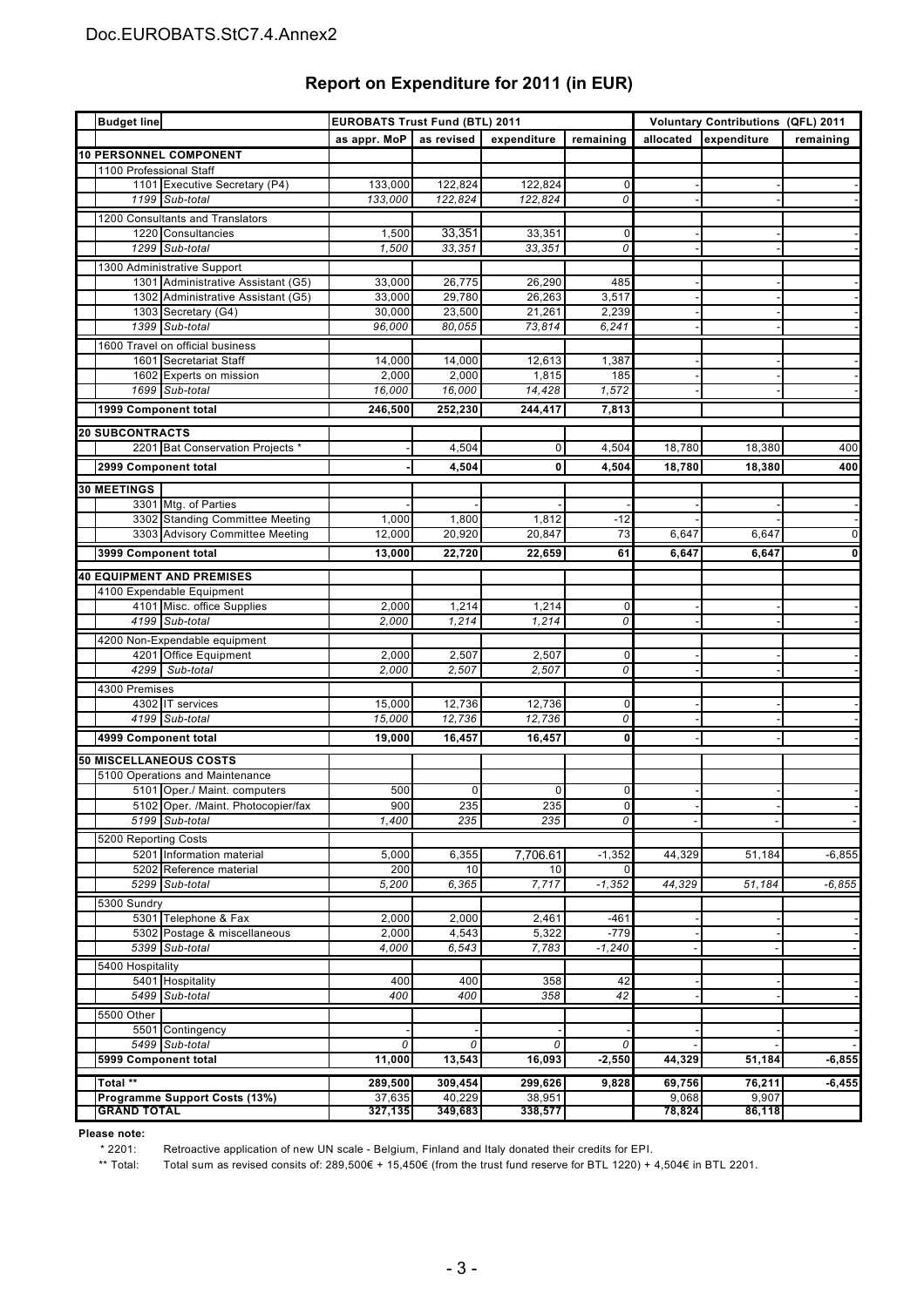Doc.EUROBATS.StC7.4.Annex2

# Report on Expenditure for 2011 (in EUR)

| Budget line | | EUROBATS Trust Fund (BTL) 2011 | | | | Voluntary Contributions (QFL) 2011 | | |
|---|---|---|---|---|---|---|---|---|
| | | as appr. MoP | as revised | expenditure | remaining | allocated | expenditure | remaining |
| **10 PERSONNEL COMPONENT** | | | | | | | | |
| 1100 Professional Staff | | | | | | | | |
| 1101 | Executive Secretary (P4) | 133,000 | 122,824 | 122,824 | 0 | - | - | - |
| *1199* | *Sub-total* | *133,000* | *122,824* | *122,824* | *0* | - | - | - |
| 1200 Consultants and Translators | | | | | | | | |
| 1220 | Consultancies | 1,500 | 33,351 | 33,351 | 0 | - | - | - |
| *1299* | *Sub-total* | *1,500* | *33,351* | *33,351* | *0* | - | - | - |
| 1300 Administrative Support | | | | | | | | |
| 1301 | Administrative Assistant (G5) | 33,000 | 26,775 | 26,290 | 485 | - | - | - |
| 1302 | Administrative Assistant (G5) | 33,000 | 29,780 | 26,263 | 3,517 | - | - | - |
| 1303 | Secretary (G4) | 30,000 | 23,500 | 21,261 | 2,239 | - | - | - |
| *1399* | *Sub-total* | *96,000* | *80,055* | *73,814* | *6,241* | - | - | - |
| 1600 Travel on official business | | | | | | | | |
| 1601 | Secretariat Staff | 14,000 | 14,000 | 12,613 | 1,387 | - | - | - |
| 1602 | Experts on mission | 2,000 | 2,000 | 1,815 | 185 | - | - | - |
| *1699* | *Sub-total* | *16,000* | *16,000* | *14,428* | *1,572* | - | - | - |
| **1999 Component total** | | **246,500** | **252,230** | **244,417** | **7,813** | | | |
| **20 SUBCONTRACTS** | | | | | | | | |
| 2201 | Bat Conservation Projects * | - | 4,504 | 0 | 4,504 | 18,780 | 18,380 | 400 |
| **2999 Component total** | | **-** | **4,504** | **0** | **4,504** | **18,780** | **18,380** | **400** |
| **30 MEETINGS** | | | | | | | | |
| 3301 | Mtg. of Parties | - | - | - | - | - | - | - |
| 3302 | Standing Committee Meeting | 1,000 | 1,800 | 1,812 | -12 | - | - | - |
| 3303 | Advisory Committee Meeting | 12,000 | 20,920 | 20,847 | 73 | 6,647 | 6,647 | 0 |
| **3999 Component total** | | **13,000** | **22,720** | **22,659** | **61** | **6,647** | **6,647** | **0** |
| **40 EQUIPMENT AND PREMISES** | | | | | | | | |
| 4100 Expendable Equipment | | | | | | | | |
| 4101 | Misc. office Supplies | 2,000 | 1,214 | 1,214 | 0 | - | - | - |
| *4199* | *Sub-total* | *2,000* | *1,214* | *1,214* | *0* | - | - | - |
| 4200 Non-Expendable equipment | | | | | | | | |
| 4201 | Office Equipment | 2,000 | 2,507 | 2,507 | 0 | - | - | - |
| *4299* | *Sub-total* | *2,000* | *2,507* | *2,507* | *0* | - | - | - |
| 4300 Premises | | | | | | | | |
| 4302 | IT services | 15,000 | 12,736 | 12,736 | 0 | - | - | - |
| *4199* | *Sub-total* | *15,000* | *12,736* | *12,736* | *0* | - | - | - |
| **4999 Component total** | | **19,000** | **16,457** | **16,457** | **0** | **-** | **-** | **-** |
| **50 MISCELLANEOUS COSTS** | | | | | | | | |
| 5100 Operations and Maintenance | | | | | | | | |
| 5101 | Oper./ Maint. computers | 500 | 0 | 0 | 0 | - | - | - |
| 5102 | Oper. /Maint. Photocopier/fax | 900 | 235 | 235 | 0 | - | - | - |
| *5199* | *Sub-total* | *1,400* | *235* | *235* | *0* | - | - | - |
| 5200 Reporting Costs | | | | | | | | |
| 5201 | Information material | 5,000 | 6,355 | 7,706.61 | -1,352 | 44,329 | 51,184 | -6,855 |
| 5202 | Reference material | 200 | 10 | 10 | 0 | | | |
| *5299* | *Sub-total* | *5,200* | *6,365* | *7,717* | *-1,352* | *44,329* | *51,184* | *-6,855* |
| 5300 Sundry | | | | | | | | |
| 5301 | Telephone & Fax | 2,000 | 2,000 | 2,461 | -461 | - | - | - |
| 5302 | Postage & miscellaneous | 2,000 | 4,543 | 5,322 | -779 | - | - | - |
| *5399* | *Sub-total* | *4,000* | *6,543* | *7,783* | *-1,240* | - | - | - |
| 5400 Hospitality | | | | | | | | |
| 5401 | Hospitality | 400 | 400 | 358 | 42 | - | - | - |
| *5499* | *Sub-total* | *400* | *400* | *358* | *42* | - | - | - |
| 5500 Other | | | | | | | | |
| 5501 | Contingency | - | - | - | - | - | - | - |
| *5499* | *Sub-total* | *0* | *0* | *0* | *0* | - | - | - |
| **5999 Component total** | | **11,000** | **13,543** | **16,093** | **-2,550** | **44,329** | **51,184** | **-6,855** |
| **Total \*\*** | | **289,500** | **309,454** | **299,626** | **9,828** | **69,756** | **76,211** | **-6,455** |
| **Programme Support Costs (13%)** | | 37,635 | 40,229 | 38,951 | | 9,068 | 9,907 | |
| **GRAND TOTAL** | | **327,135** | **349,683** | **338,577** | | **78,824** | **86,118** | |

**Please note:**

\* 2201: Retroactive application of new UN scale - Belgium, Finland and Italy donated their credits for EPI.

\*\* Total: Total sum as revised consits of: 289,500€ + 15,450€ (from the trust fund reserve for BTL 1220) + 4,504€ in BTL 2201.